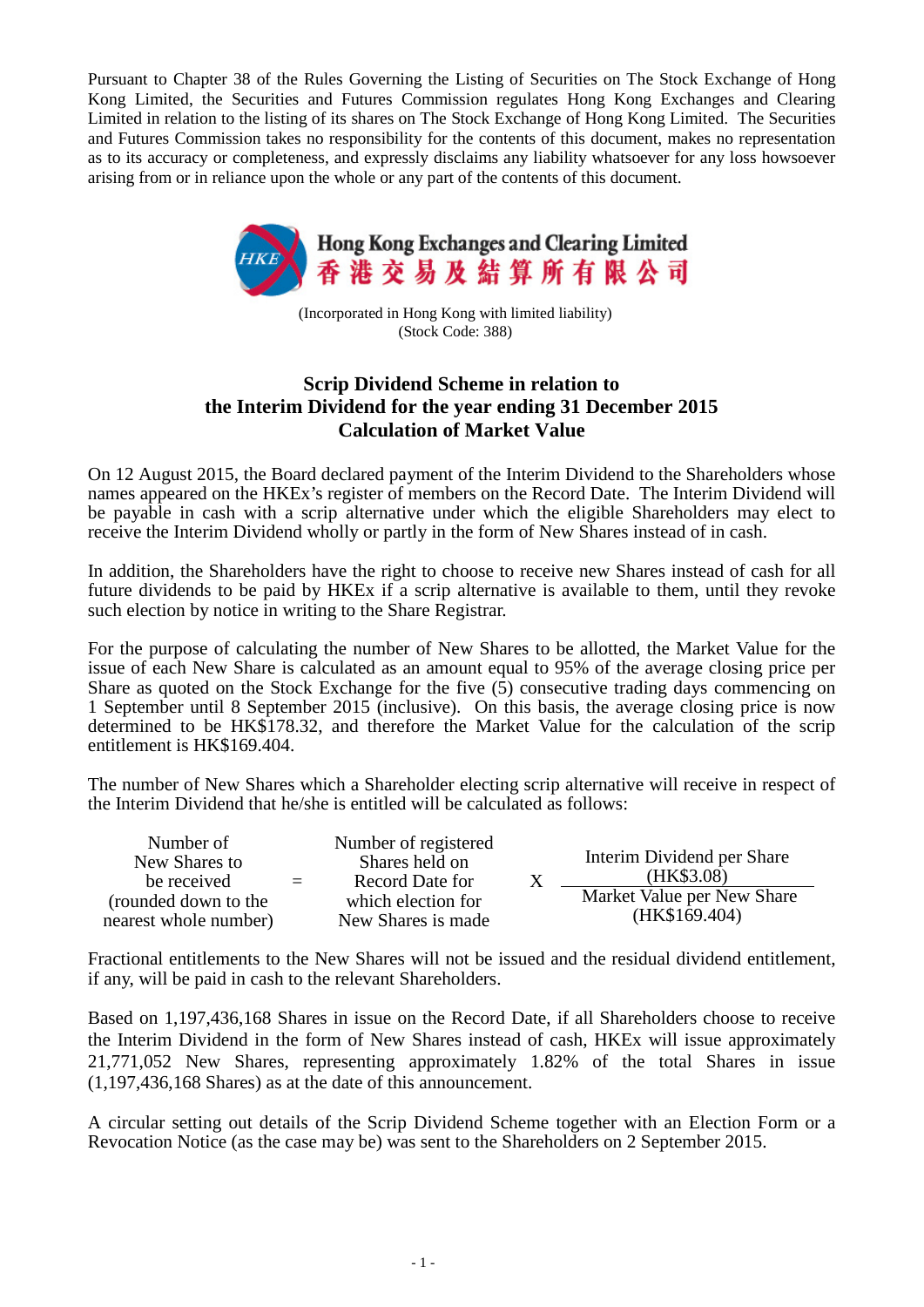Pursuant to Chapter 38 of the Rules Governing the Listing of Securities on The Stock Exchange of Hong Kong Limited, the Securities and Futures Commission regulates Hong Kong Exchanges and Clearing Limited in relation to the listing of its shares on The Stock Exchange of Hong Kong Limited. The Securities and Futures Commission takes no responsibility for the contents of this document, makes no representation as to its accuracy or completeness, and expressly disclaims any liability whatsoever for any loss howsoever arising from or in reliance upon the whole or any part of the contents of this document.

**Hong Kong Exchanges and Clearing Limited**
**香港交易及結算所有限公司**

(Incorporated in Hong Kong with limited liability)
(Stock Code: 388)

# Scrip Dividend Scheme in relation to the Interim Dividend for the year ending 31 December 2015 Calculation of Market Value

On 12 August 2015, the Board declared payment of the Interim Dividend to the Shareholders whose names appeared on the HKEx's register of members on the Record Date. The Interim Dividend will be payable in cash with a scrip alternative under which the eligible Shareholders may elect to receive the Interim Dividend wholly or partly in the form of New Shares instead of in cash.

In addition, the Shareholders have the right to choose to receive new Shares instead of cash for all future dividends to be paid by HKEx if a scrip alternative is available to them, until they revoke such election by notice in writing to the Share Registrar.

For the purpose of calculating the number of New Shares to be allotted, the Market Value for the issue of each New Share is calculated as an amount equal to 95% of the average closing price per Share as quoted on the Stock Exchange for the five (5) consecutive trading days commencing on 1 September until 8 September 2015 (inclusive). On this basis, the average closing price is now determined to be HK$178.32, and therefore the Market Value for the calculation of the scrip entitlement is HK$169.404.

The number of New Shares which a Shareholder electing scrip alternative will receive in respect of the Interim Dividend that he/she is entitled will be calculated as follows:

$$\text{Number of New Shares to be received (rounded down to the nearest whole number)} = \text{Number of registered Shares held on Record Date for which election for New Shares is made} \times \frac{\text{Interim Dividend per Share (HK\$3.08)}}{\text{Market Value per New Share (HK\$169.404)}}$$

Fractional entitlements to the New Shares will not be issued and the residual dividend entitlement, if any, will be paid in cash to the relevant Shareholders.

Based on 1,197,436,168 Shares in issue on the Record Date, if all Shareholders choose to receive the Interim Dividend in the form of New Shares instead of cash, HKEx will issue approximately 21,771,052 New Shares, representing approximately 1.82% of the total Shares in issue (1,197,436,168 Shares) as at the date of this announcement.

A circular setting out details of the Scrip Dividend Scheme together with an Election Form or a Revocation Notice (as the case may be) was sent to the Shareholders on 2 September 2015.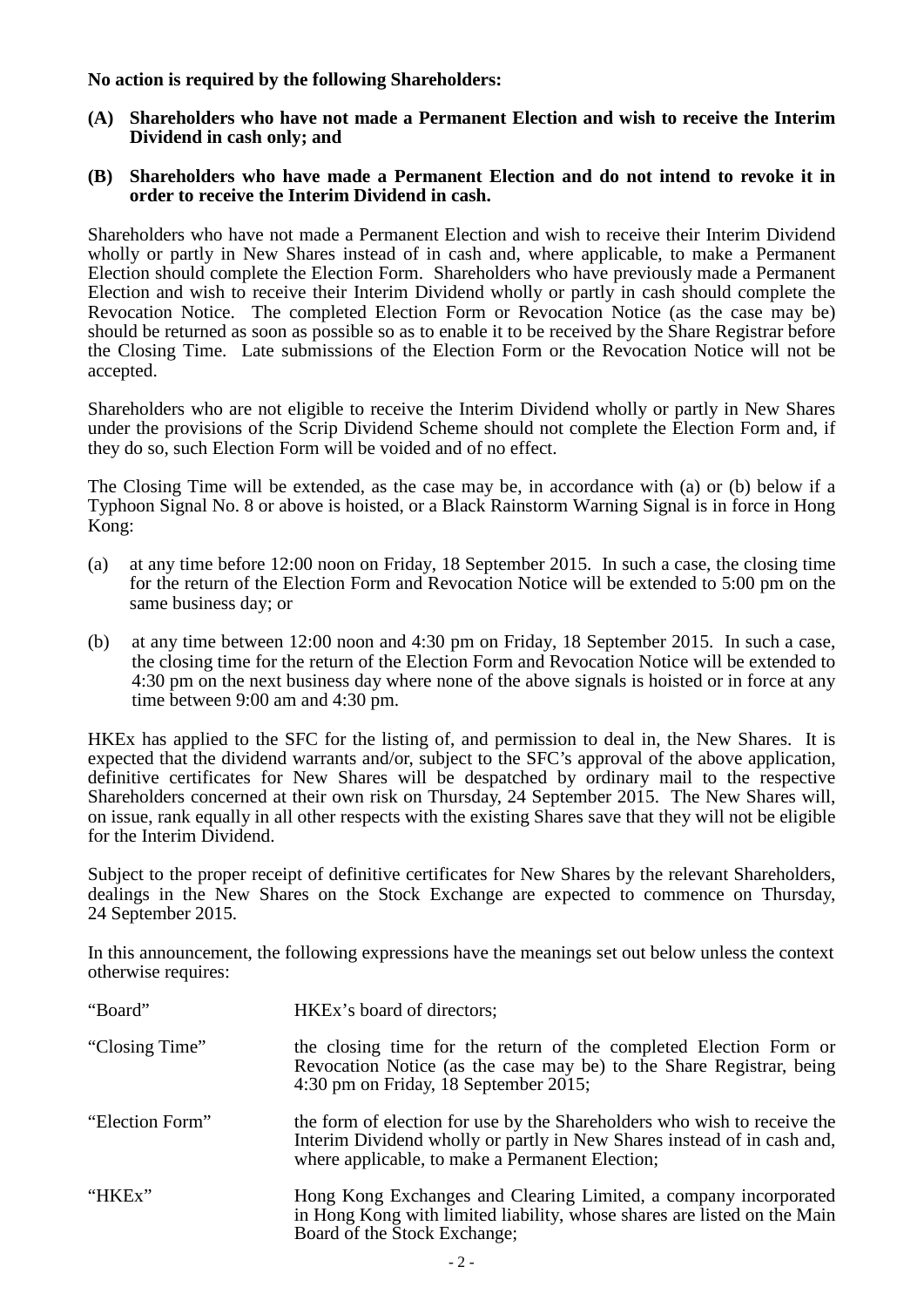**No action is required by the following Shareholders:**

**(A) Shareholders who have not made a Permanent Election and wish to receive the Interim Dividend in cash only; and**

**(B) Shareholders who have made a Permanent Election and do not intend to revoke it in order to receive the Interim Dividend in cash.**

Shareholders who have not made a Permanent Election and wish to receive their Interim Dividend wholly or partly in New Shares instead of in cash and, where applicable, to make a Permanent Election should complete the Election Form. Shareholders who have previously made a Permanent Election and wish to receive their Interim Dividend wholly or partly in cash should complete the Revocation Notice. The completed Election Form or Revocation Notice (as the case may be) should be returned as soon as possible so as to enable it to be received by the Share Registrar before the Closing Time. Late submissions of the Election Form or the Revocation Notice will not be accepted.

Shareholders who are not eligible to receive the Interim Dividend wholly or partly in New Shares under the provisions of the Scrip Dividend Scheme should not complete the Election Form and, if they do so, such Election Form will be voided and of no effect.

The Closing Time will be extended, as the case may be, in accordance with (a) or (b) below if a Typhoon Signal No. 8 or above is hoisted, or a Black Rainstorm Warning Signal is in force in Hong Kong:

(a) at any time before 12:00 noon on Friday, 18 September 2015. In such a case, the closing time for the return of the Election Form and Revocation Notice will be extended to 5:00 pm on the same business day; or

(b) at any time between 12:00 noon and 4:30 pm on Friday, 18 September 2015. In such a case, the closing time for the return of the Election Form and Revocation Notice will be extended to 4:30 pm on the next business day where none of the above signals is hoisted or in force at any time between 9:00 am and 4:30 pm.

HKEx has applied to the SFC for the listing of, and permission to deal in, the New Shares. It is expected that the dividend warrants and/or, subject to the SFC's approval of the above application, definitive certificates for New Shares will be despatched by ordinary mail to the respective Shareholders concerned at their own risk on Thursday, 24 September 2015. The New Shares will, on issue, rank equally in all other respects with the existing Shares save that they will not be eligible for the Interim Dividend.

Subject to the proper receipt of definitive certificates for New Shares by the relevant Shareholders, dealings in the New Shares on the Stock Exchange are expected to commence on Thursday, 24 September 2015.

In this announcement, the following expressions have the meanings set out below unless the context otherwise requires:

| | |
|---|---|
| "Board" | HKEx's board of directors; |
| "Closing Time" | the closing time for the return of the completed Election Form or Revocation Notice (as the case may be) to the Share Registrar, being 4:30 pm on Friday, 18 September 2015; |
| "Election Form" | the form of election for use by the Shareholders who wish to receive the Interim Dividend wholly or partly in New Shares instead of in cash and, where applicable, to make a Permanent Election; |
| "HKEx" | Hong Kong Exchanges and Clearing Limited, a company incorporated in Hong Kong with limited liability, whose shares are listed on the Main Board of the Stock Exchange; |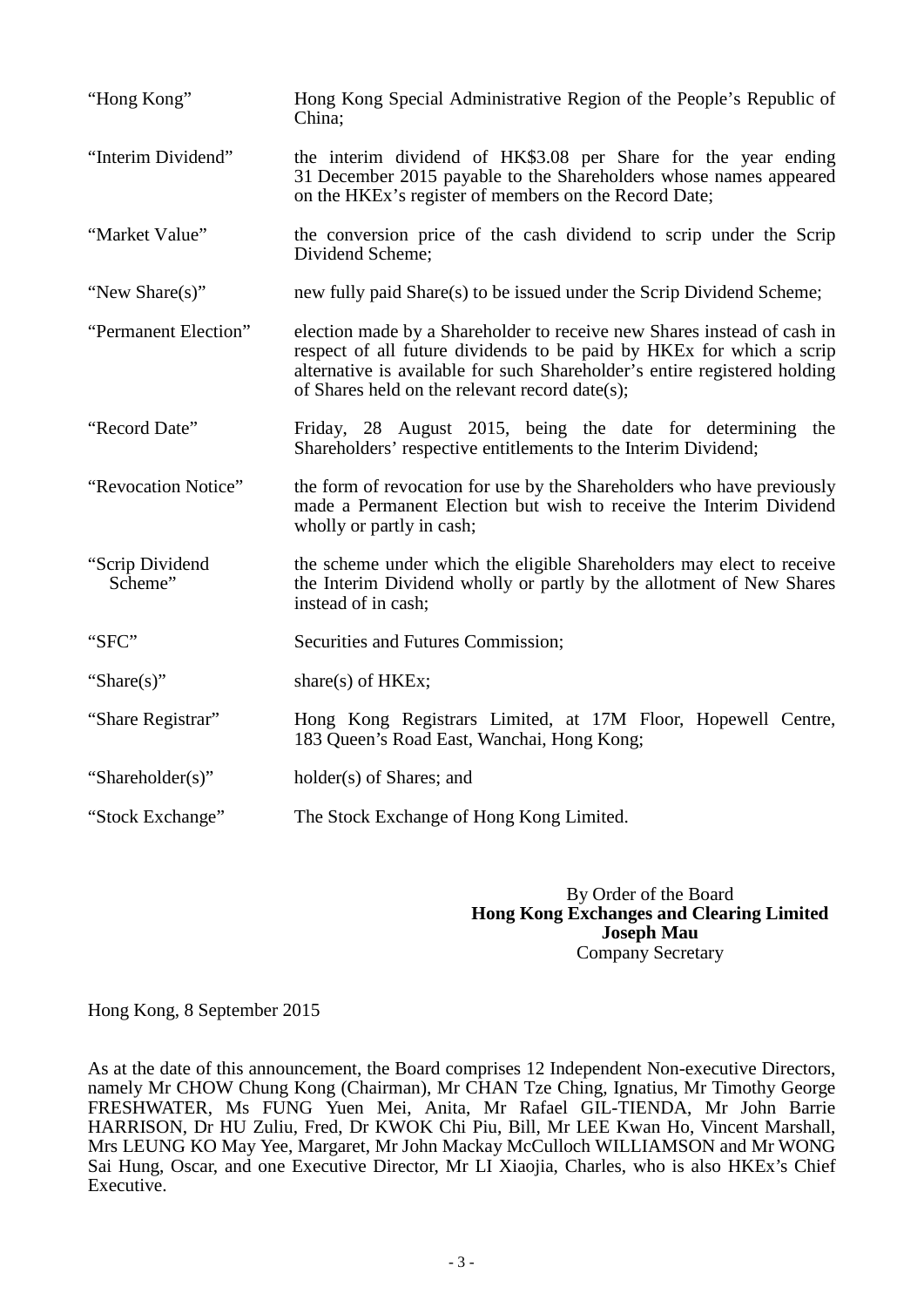| | |
|---|---|
| “Hong Kong” | Hong Kong Special Administrative Region of the People’s Republic of China; |
| “Interim Dividend” | the interim dividend of HK$3.08 per Share for the year ending 31 December 2015 payable to the Shareholders whose names appeared on the HKEx’s register of members on the Record Date; |
| “Market Value” | the conversion price of the cash dividend to scrip under the Scrip Dividend Scheme; |
| “New Share(s)” | new fully paid Share(s) to be issued under the Scrip Dividend Scheme; |
| “Permanent Election” | election made by a Shareholder to receive new Shares instead of cash in respect of all future dividends to be paid by HKEx for which a scrip alternative is available for such Shareholder’s entire registered holding of Shares held on the relevant record date(s); |
| “Record Date” | Friday, 28 August 2015, being the date for determining the Shareholders’ respective entitlements to the Interim Dividend; |
| “Revocation Notice” | the form of revocation for use by the Shareholders who have previously made a Permanent Election but wish to receive the Interim Dividend wholly or partly in cash; |
| “Scrip Dividend Scheme” | the scheme under which the eligible Shareholders may elect to receive the Interim Dividend wholly or partly by the allotment of New Shares instead of in cash; |
| “SFC” | Securities and Futures Commission; |
| “Share(s)” | share(s) of HKEx; |
| “Share Registrar” | Hong Kong Registrars Limited, at 17M Floor, Hopewell Centre, 183 Queen’s Road East, Wanchai, Hong Kong; |
| “Shareholder(s)” | holder(s) of Shares; and |
| “Stock Exchange” | The Stock Exchange of Hong Kong Limited. |

By Order of the Board
**Hong Kong Exchanges and Clearing Limited**
**Joseph Mau**
Company Secretary

Hong Kong, 8 September 2015

As at the date of this announcement, the Board comprises 12 Independent Non-executive Directors, namely Mr CHOW Chung Kong (Chairman), Mr CHAN Tze Ching, Ignatius, Mr Timothy George FRESHWATER, Ms FUNG Yuen Mei, Anita, Mr Rafael GIL-TIENDA, Mr John Barrie HARRISON, Dr HU Zuliu, Fred, Dr KWOK Chi Piu, Bill, Mr LEE Kwan Ho, Vincent Marshall, Mrs LEUNG KO May Yee, Margaret, Mr John Mackay McCulloch WILLIAMSON and Mr WONG Sai Hung, Oscar, and one Executive Director, Mr LI Xiaojia, Charles, who is also HKEx’s Chief Executive.